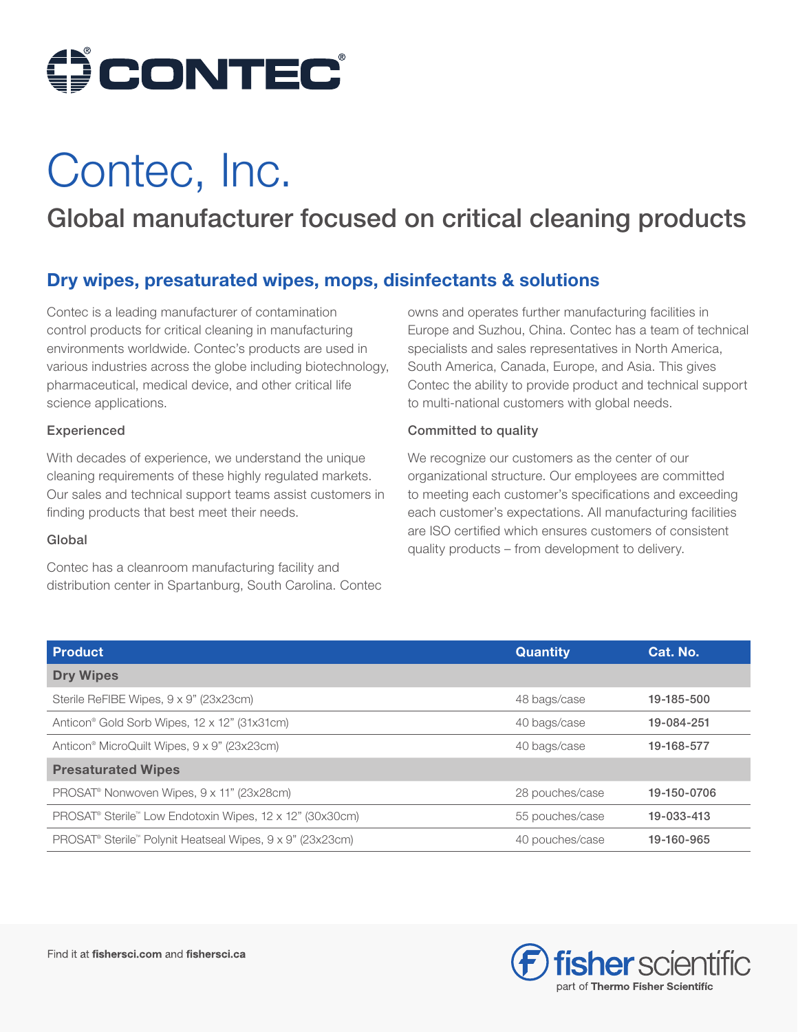# Contec, Inc.

## Global manufacturer focused on critical cleaning products

### Dry wipes, presaturated wipes, mops, disinfectants & solutions

Contec is a leading manufacturer of contamination control products for critical cleaning in manufacturing environments worldwide. Contec's products are used in various industries across the globe including biotechnology, pharmaceutical, medical device, and other critical life science applications.

#### Experienced

With decades of experience, we understand the unique cleaning requirements of these highly regulated markets. Our sales and technical support teams assist customers in finding products that best meet their needs.

#### Global

Contec has a cleanroom manufacturing facility and distribution center in Spartanburg, South Carolina. Contec owns and operates further manufacturing facilities in Europe and Suzhou, China. Contec has a team of technical specialists and sales representatives in North America, South America, Canada, Europe, and Asia. This gives Contec the ability to provide product and technical support to multi-national customers with global needs.

#### Committed to quality

We recognize our customers as the center of our organizational structure. Our employees are committed to meeting each customer's specifications and exceeding each customer's expectations. All manufacturing facilities are ISO certified which ensures customers of consistent quality products – from development to delivery.

| Product | Quantity | Cat. No. |
|---|---|---|
| **Dry Wipes** | | |
| Sterile ReFIBE Wipes, 9 x 9" (23x23cm) | 48 bags/case | **19-185-500** |
| Anticon® Gold Sorb Wipes, 12 x 12" (31x31cm) | 40 bags/case | **19-084-251** |
| Anticon® MicroQuilt Wipes, 9 x 9" (23x23cm) | 40 bags/case | **19-168-577** |
| **Presaturated Wipes** | | |
| PROSAT® Nonwoven Wipes, 9 x 11" (23x28cm) | 28 pouches/case | **19-150-0706** |
| PROSAT® Sterile™ Low Endotoxin Wipes, 12 x 12" (30x30cm) | 55 pouches/case | **19-033-413** |
| PROSAT® Sterile™ Polynit Heatseal Wipes, 9 x 9" (23x23cm) | 40 pouches/case | **19-160-965** |

Find it at **fishersci.com** and **fishersci.ca**

fisher scientific — part of **Thermo Fisher Scientific**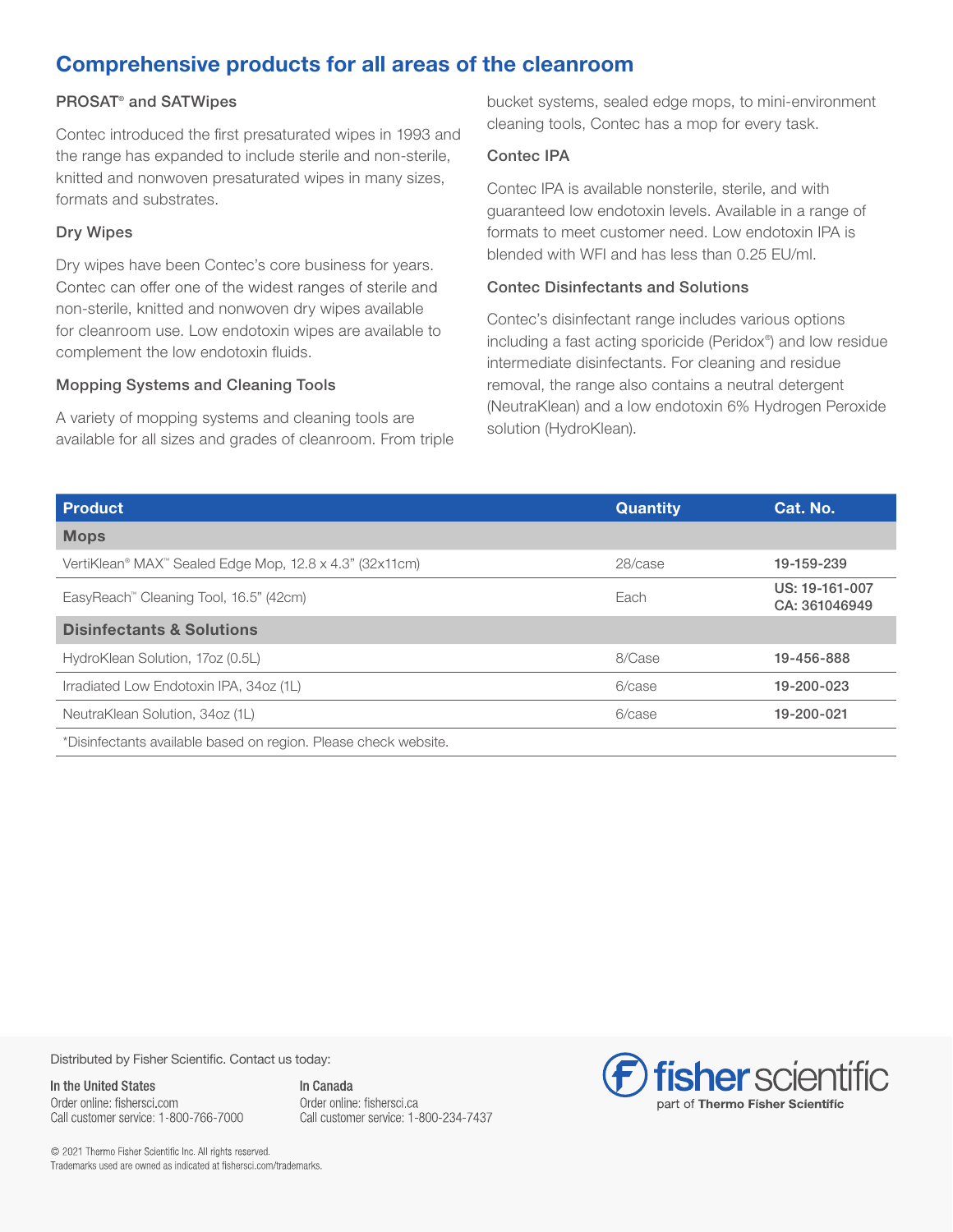## Comprehensive products for all areas of the cleanroom

### PROSAT® and SATWipes

Contec introduced the first presaturated wipes in 1993 and the range has expanded to include sterile and non-sterile, knitted and nonwoven presaturated wipes in many sizes, formats and substrates.

### Dry Wipes

Dry wipes have been Contec's core business for years. Contec can offer one of the widest ranges of sterile and non-sterile, knitted and nonwoven dry wipes available for cleanroom use. Low endotoxin wipes are available to complement the low endotoxin fluids.

### Mopping Systems and Cleaning Tools

A variety of mopping systems and cleaning tools are available for all sizes and grades of cleanroom. From triple bucket systems, sealed edge mops, to mini-environment cleaning tools, Contec has a mop for every task.

### Contec IPA

Contec IPA is available nonsterile, sterile, and with guaranteed low endotoxin levels. Available in a range of formats to meet customer need. Low endotoxin IPA is blended with WFI and has less than 0.25 EU/ml.

### Contec Disinfectants and Solutions

Contec's disinfectant range includes various options including a fast acting sporicide (Peridox®) and low residue intermediate disinfectants. For cleaning and residue removal, the range also contains a neutral detergent (NeutraKlean) and a low endotoxin 6% Hydrogen Peroxide solution (HydroKlean).

| Product | Quantity | Cat. No. |
|---|---|---|
| **Mops** | | |
| VertiKlean® MAX™ Sealed Edge Mop, 12.8 x 4.3" (32x11cm) | 28/case | **19-159-239** |
| EasyReach™ Cleaning Tool, 16.5" (42cm) | Each | **US: 19-161-007**<br>**CA: 361046949** |
| **Disinfectants & Solutions** | | |
| HydroKlean Solution, 17oz (0.5L) | 8/Case | **19-456-888** |
| Irradiated Low Endotoxin IPA, 34oz (1L) | 6/case | **19-200-023** |
| NeutraKlean Solution, 34oz (1L) | 6/case | **19-200-021** |
| *Disinfectants available based on region. Please check website. | | |

Distributed by Fisher Scientific. Contact us today:

**In the United States**
Order online: fishersci.com
Call customer service: 1-800-766-7000

**In Canada**
Order online: fishersci.ca
Call customer service: 1-800-234-7437

fisher scientific
part of Thermo Fisher Scientific

© 2021 Thermo Fisher Scientific Inc. All rights reserved.
Trademarks used are owned as indicated at fishersci.com/trademarks.